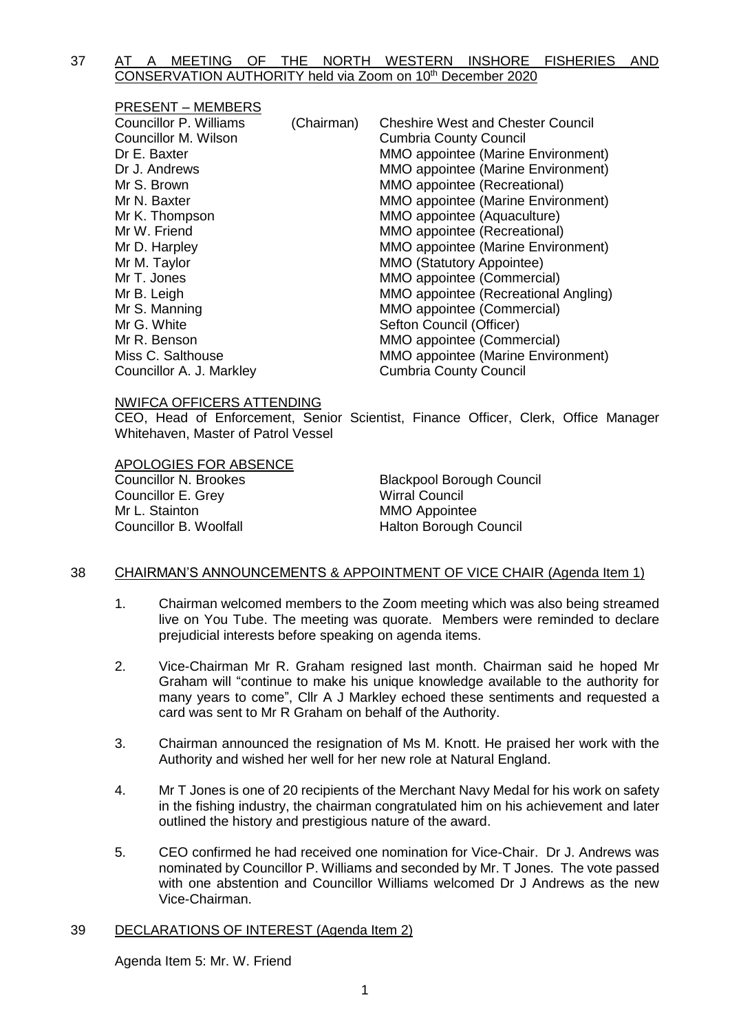37 AT A MEETING OF THE NORTH WESTERN INSHORE FISHERIES AND CONSERVATION AUTHORITY held via Zoom on 10th December 2020

PRESENT – MEMBERS

| | | |
|---|---|---|
| Councillor P. Williams | (Chairman) | Cheshire West and Chester Council |
| Councillor M. Wilson | | Cumbria County Council |
| Dr E. Baxter | | MMO appointee (Marine Environment) |
| Dr J. Andrews | | MMO appointee (Marine Environment) |
| Mr S. Brown | | MMO appointee (Recreational) |
| Mr N. Baxter | | MMO appointee (Marine Environment) |
| Mr K. Thompson | | MMO appointee (Aquaculture) |
| Mr W. Friend | | MMO appointee (Recreational) |
| Mr D. Harpley | | MMO appointee (Marine Environment) |
| Mr M. Taylor | | MMO (Statutory Appointee) |
| Mr T. Jones | | MMO appointee (Commercial) |
| Mr B. Leigh | | MMO appointee (Recreational Angling) |
| Mr S. Manning | | MMO appointee (Commercial) |
| Mr G. White | | Sefton Council (Officer) |
| Mr R. Benson | | MMO appointee (Commercial) |
| Miss C. Salthouse | | MMO appointee (Marine Environment) |
| Councillor A. J. Markley | | Cumbria County Council |

NWIFCA OFFICERS ATTENDING

CEO, Head of Enforcement, Senior Scientist, Finance Officer, Clerk, Office Manager Whitehaven, Master of Patrol Vessel

APOLOGIES FOR ABSENCE

| | |
|---|---|
| Councillor N. Brookes | Blackpool Borough Council |
| Councillor E. Grey | Wirral Council |
| Mr L. Stainton | MMO Appointee |
| Councillor B. Woolfall | Halton Borough Council |

38 CHAIRMAN'S ANNOUNCEMENTS & APPOINTMENT OF VICE CHAIR (Agenda Item 1)

1. Chairman welcomed members to the Zoom meeting which was also being streamed live on You Tube. The meeting was quorate. Members were reminded to declare prejudicial interests before speaking on agenda items.

2. Vice-Chairman Mr R. Graham resigned last month. Chairman said he hoped Mr Graham will "continue to make his unique knowledge available to the authority for many years to come", Cllr A J Markley echoed these sentiments and requested a card was sent to Mr R Graham on behalf of the Authority.

3. Chairman announced the resignation of Ms M. Knott. He praised her work with the Authority and wished her well for her new role at Natural England.

4. Mr T Jones is one of 20 recipients of the Merchant Navy Medal for his work on safety in the fishing industry, the chairman congratulated him on his achievement and later outlined the history and prestigious nature of the award.

5. CEO confirmed he had received one nomination for Vice-Chair. Dr J. Andrews was nominated by Councillor P. Williams and seconded by Mr. T Jones. The vote passed with one abstention and Councillor Williams welcomed Dr J Andrews as the new Vice-Chairman.

39 DECLARATIONS OF INTEREST (Agenda Item 2)

Agenda Item 5: Mr. W. Friend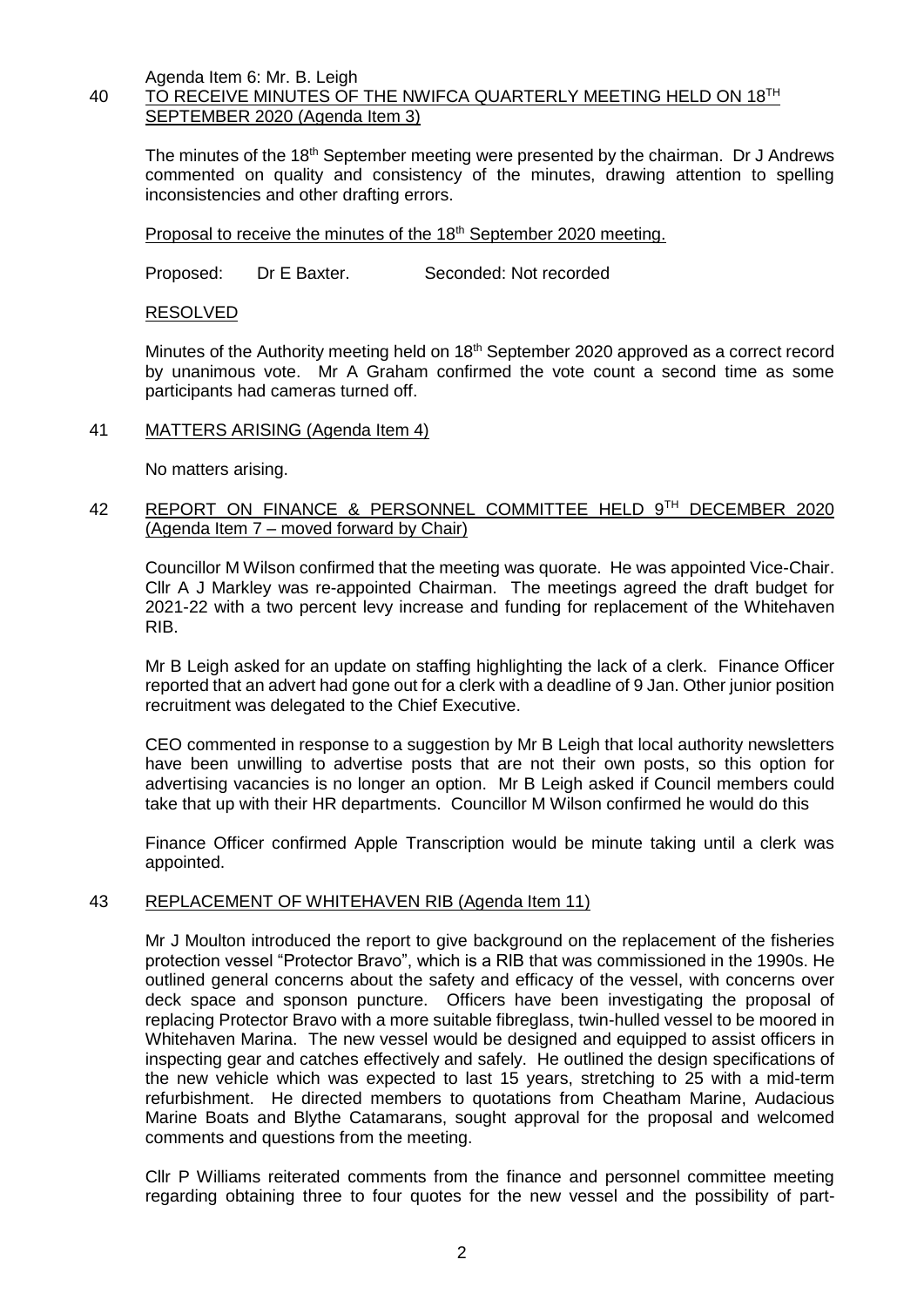Agenda Item 6: Mr. B. Leigh

## 40 TO RECEIVE MINUTES OF THE NWIFCA QUARTERLY MEETING HELD ON 18TH SEPTEMBER 2020 (Agenda Item 3)

The minutes of the 18th September meeting were presented by the chairman. Dr J Andrews commented on quality and consistency of the minutes, drawing attention to spelling inconsistencies and other drafting errors.

Proposal to receive the minutes of the 18th September 2020 meeting.

Proposed: Dr E Baxter. Seconded: Not recorded

RESOLVED

Minutes of the Authority meeting held on 18th September 2020 approved as a correct record by unanimous vote. Mr A Graham confirmed the vote count a second time as some participants had cameras turned off.

## 41 MATTERS ARISING (Agenda Item 4)

No matters arising.

## 42 REPORT ON FINANCE & PERSONNEL COMMITTEE HELD 9TH DECEMBER 2020 (Agenda Item 7 – moved forward by Chair)

Councillor M Wilson confirmed that the meeting was quorate. He was appointed Vice-Chair. Cllr A J Markley was re-appointed Chairman. The meetings agreed the draft budget for 2021-22 with a two percent levy increase and funding for replacement of the Whitehaven RIB.

Mr B Leigh asked for an update on staffing highlighting the lack of a clerk. Finance Officer reported that an advert had gone out for a clerk with a deadline of 9 Jan. Other junior position recruitment was delegated to the Chief Executive.

CEO commented in response to a suggestion by Mr B Leigh that local authority newsletters have been unwilling to advertise posts that are not their own posts, so this option for advertising vacancies is no longer an option. Mr B Leigh asked if Council members could take that up with their HR departments. Councillor M Wilson confirmed he would do this

Finance Officer confirmed Apple Transcription would be minute taking until a clerk was appointed.

## 43 REPLACEMENT OF WHITEHAVEN RIB (Agenda Item 11)

Mr J Moulton introduced the report to give background on the replacement of the fisheries protection vessel "Protector Bravo", which is a RIB that was commissioned in the 1990s. He outlined general concerns about the safety and efficacy of the vessel, with concerns over deck space and sponson puncture. Officers have been investigating the proposal of replacing Protector Bravo with a more suitable fibreglass, twin-hulled vessel to be moored in Whitehaven Marina. The new vessel would be designed and equipped to assist officers in inspecting gear and catches effectively and safely. He outlined the design specifications of the new vehicle which was expected to last 15 years, stretching to 25 with a mid-term refurbishment. He directed members to quotations from Cheatham Marine, Audacious Marine Boats and Blythe Catamarans, sought approval for the proposal and welcomed comments and questions from the meeting.

Cllr P Williams reiterated comments from the finance and personnel committee meeting regarding obtaining three to four quotes for the new vessel and the possibility of part-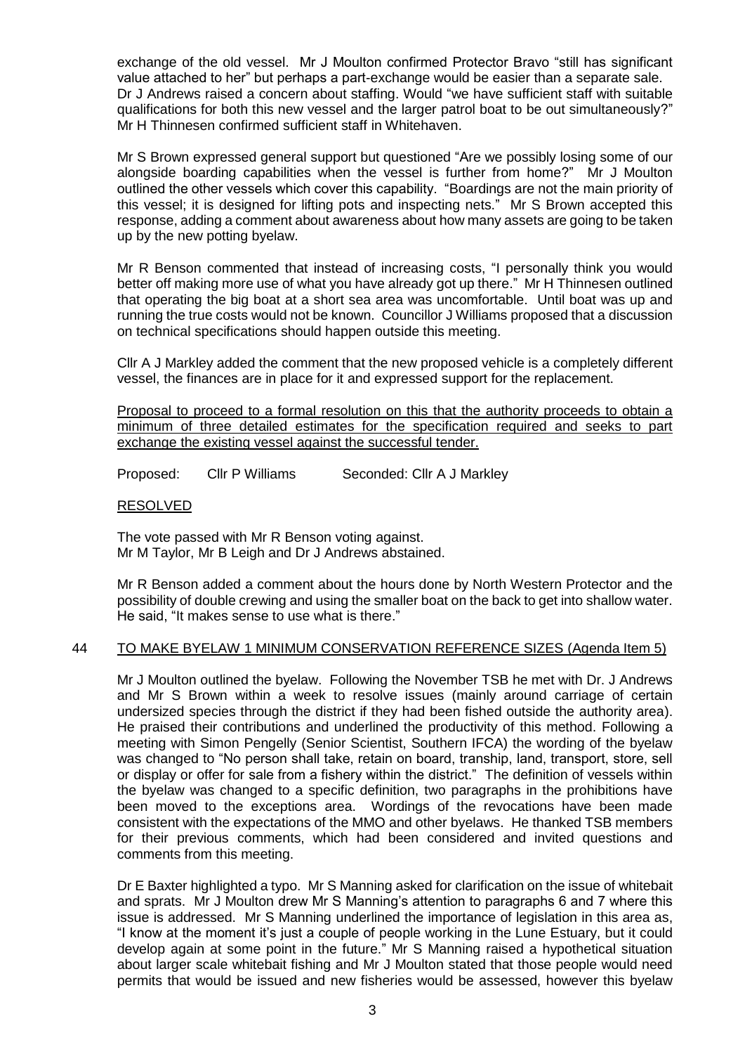exchange of the old vessel. Mr J Moulton confirmed Protector Bravo "still has significant value attached to her" but perhaps a part-exchange would be easier than a separate sale. Dr J Andrews raised a concern about staffing. Would "we have sufficient staff with suitable qualifications for both this new vessel and the larger patrol boat to be out simultaneously?" Mr H Thinnesen confirmed sufficient staff in Whitehaven.

Mr S Brown expressed general support but questioned "Are we possibly losing some of our alongside boarding capabilities when the vessel is further from home?" Mr J Moulton outlined the other vessels which cover this capability. "Boardings are not the main priority of this vessel; it is designed for lifting pots and inspecting nets." Mr S Brown accepted this response, adding a comment about awareness about how many assets are going to be taken up by the new potting byelaw.

Mr R Benson commented that instead of increasing costs, "I personally think you would better off making more use of what you have already got up there." Mr H Thinnesen outlined that operating the big boat at a short sea area was uncomfortable. Until boat was up and running the true costs would not be known. Councillor J Williams proposed that a discussion on technical specifications should happen outside this meeting.

Cllr A J Markley added the comment that the new proposed vehicle is a completely different vessel, the finances are in place for it and expressed support for the replacement.

<u>Proposal to proceed to a formal resolution on this that the authority proceeds to obtain a minimum of three detailed estimates for the specification required and seeks to part exchange the existing vessel against the successful tender.</u>

Proposed: Cllr P Williams Seconded: Cllr A J Markley

<u>RESOLVED</u>

The vote passed with Mr R Benson voting against.
Mr M Taylor, Mr B Leigh and Dr J Andrews abstained.

Mr R Benson added a comment about the hours done by North Western Protector and the possibility of double crewing and using the smaller boat on the back to get into shallow water. He said, "It makes sense to use what is there."

## 44 TO MAKE BYELAW 1 MINIMUM CONSERVATION REFERENCE SIZES (Agenda Item 5)

Mr J Moulton outlined the byelaw. Following the November TSB he met with Dr. J Andrews and Mr S Brown within a week to resolve issues (mainly around carriage of certain undersized species through the district if they had been fished outside the authority area). He praised their contributions and underlined the productivity of this method. Following a meeting with Simon Pengelly (Senior Scientist, Southern IFCA) the wording of the byelaw was changed to "No person shall take, retain on board, tranship, land, transport, store, sell or display or offer for sale from a fishery within the district." The definition of vessels within the byelaw was changed to a specific definition, two paragraphs in the prohibitions have been moved to the exceptions area. Wordings of the revocations have been made consistent with the expectations of the MMO and other byelaws. He thanked TSB members for their previous comments, which had been considered and invited questions and comments from this meeting.

Dr E Baxter highlighted a typo. Mr S Manning asked for clarification on the issue of whitebait and sprats. Mr J Moulton drew Mr S Manning's attention to paragraphs 6 and 7 where this issue is addressed. Mr S Manning underlined the importance of legislation in this area as, "I know at the moment it's just a couple of people working in the Lune Estuary, but it could develop again at some point in the future." Mr S Manning raised a hypothetical situation about larger scale whitebait fishing and Mr J Moulton stated that those people would need permits that would be issued and new fisheries would be assessed, however this byelaw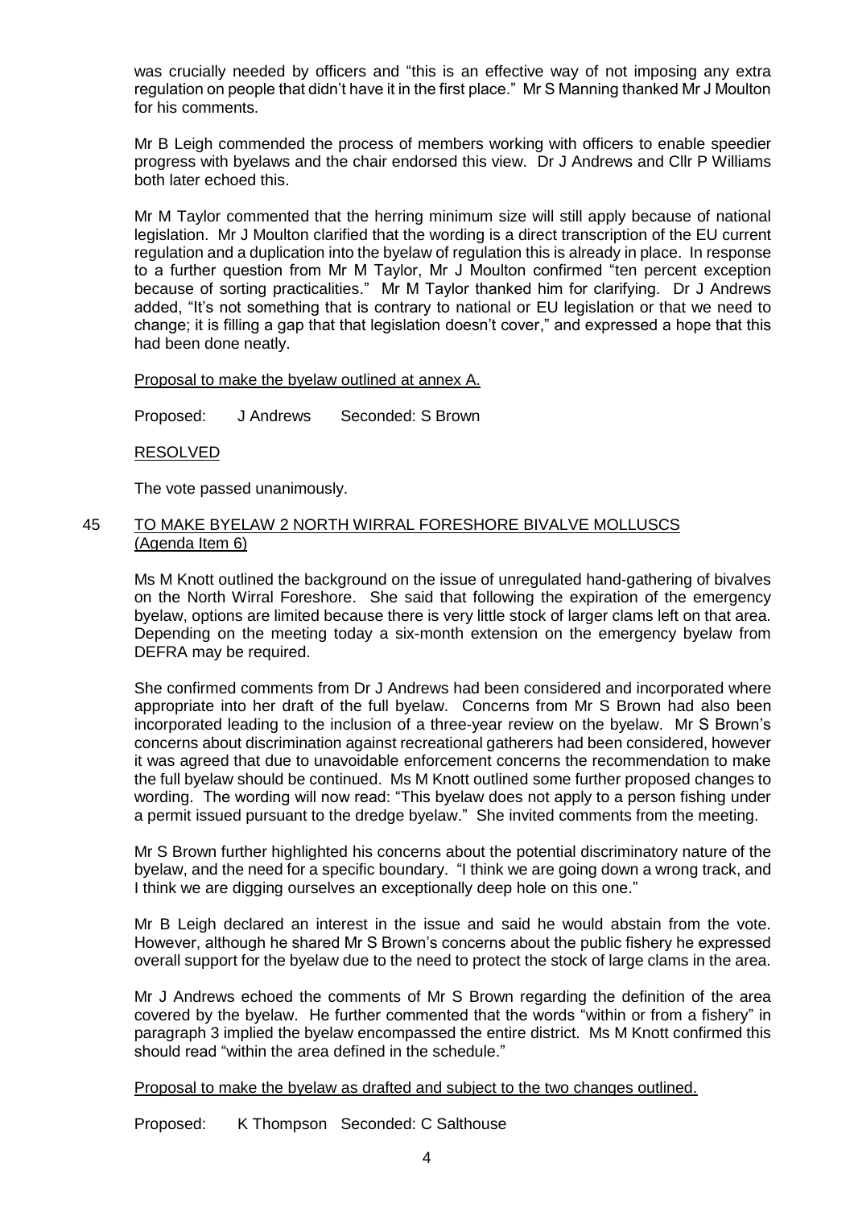was crucially needed by officers and "this is an effective way of not imposing any extra regulation on people that didn't have it in the first place." Mr S Manning thanked Mr J Moulton for his comments.

Mr B Leigh commended the process of members working with officers to enable speedier progress with byelaws and the chair endorsed this view. Dr J Andrews and Cllr P Williams both later echoed this.

Mr M Taylor commented that the herring minimum size will still apply because of national legislation. Mr J Moulton clarified that the wording is a direct transcription of the EU current regulation and a duplication into the byelaw of regulation this is already in place. In response to a further question from Mr M Taylor, Mr J Moulton confirmed "ten percent exception because of sorting practicalities." Mr M Taylor thanked him for clarifying. Dr J Andrews added, "It's not something that is contrary to national or EU legislation or that we need to change; it is filling a gap that that legislation doesn't cover," and expressed a hope that this had been done neatly.

<u>Proposal to make the byelaw outlined at annex A.</u>

Proposed: J Andrews Seconded: S Brown

<u>RESOLVED</u>

The vote passed unanimously.

## 45 <u>TO MAKE BYELAW 2 NORTH WIRRAL FORESHORE BIVALVE MOLLUSCS (Agenda Item 6)</u>

Ms M Knott outlined the background on the issue of unregulated hand-gathering of bivalves on the North Wirral Foreshore. She said that following the expiration of the emergency byelaw, options are limited because there is very little stock of larger clams left on that area. Depending on the meeting today a six-month extension on the emergency byelaw from DEFRA may be required.

She confirmed comments from Dr J Andrews had been considered and incorporated where appropriate into her draft of the full byelaw. Concerns from Mr S Brown had also been incorporated leading to the inclusion of a three-year review on the byelaw. Mr S Brown's concerns about discrimination against recreational gatherers had been considered, however it was agreed that due to unavoidable enforcement concerns the recommendation to make the full byelaw should be continued. Ms M Knott outlined some further proposed changes to wording. The wording will now read: "This byelaw does not apply to a person fishing under a permit issued pursuant to the dredge byelaw." She invited comments from the meeting.

Mr S Brown further highlighted his concerns about the potential discriminatory nature of the byelaw, and the need for a specific boundary. "I think we are going down a wrong track, and I think we are digging ourselves an exceptionally deep hole on this one."

Mr B Leigh declared an interest in the issue and said he would abstain from the vote. However, although he shared Mr S Brown's concerns about the public fishery he expressed overall support for the byelaw due to the need to protect the stock of large clams in the area.

Mr J Andrews echoed the comments of Mr S Brown regarding the definition of the area covered by the byelaw. He further commented that the words "within or from a fishery" in paragraph 3 implied the byelaw encompassed the entire district. Ms M Knott confirmed this should read "within the area defined in the schedule."

<u>Proposal to make the byelaw as drafted and subject to the two changes outlined.</u>

Proposed: K Thompson Seconded: C Salthouse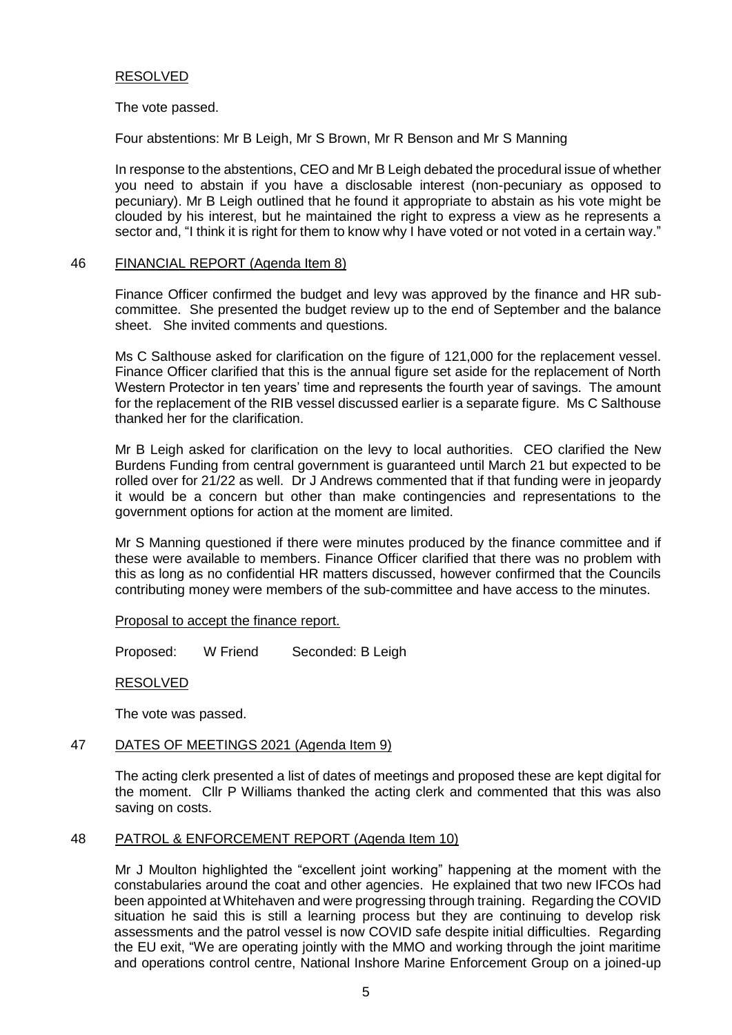RESOLVED

The vote passed.

Four abstentions: Mr B Leigh, Mr S Brown, Mr R Benson and Mr S Manning

In response to the abstentions, CEO and Mr B Leigh debated the procedural issue of whether you need to abstain if you have a disclosable interest (non-pecuniary as opposed to pecuniary). Mr B Leigh outlined that he found it appropriate to abstain as his vote might be clouded by his interest, but he maintained the right to express a view as he represents a sector and, "I think it is right for them to know why I have voted or not voted in a certain way."

## 46 FINANCIAL REPORT (Agenda Item 8)

Finance Officer confirmed the budget and levy was approved by the finance and HR sub-committee. She presented the budget review up to the end of September and the balance sheet. She invited comments and questions.

Ms C Salthouse asked for clarification on the figure of 121,000 for the replacement vessel. Finance Officer clarified that this is the annual figure set aside for the replacement of North Western Protector in ten years' time and represents the fourth year of savings. The amount for the replacement of the RIB vessel discussed earlier is a separate figure. Ms C Salthouse thanked her for the clarification.

Mr B Leigh asked for clarification on the levy to local authorities. CEO clarified the New Burdens Funding from central government is guaranteed until March 21 but expected to be rolled over for 21/22 as well. Dr J Andrews commented that if that funding were in jeopardy it would be a concern but other than make contingencies and representations to the government options for action at the moment are limited.

Mr S Manning questioned if there were minutes produced by the finance committee and if these were available to members. Finance Officer clarified that there was no problem with this as long as no confidential HR matters discussed, however confirmed that the Councils contributing money were members of the sub-committee and have access to the minutes.

Proposal to accept the finance report.

Proposed: W Friend Seconded: B Leigh

RESOLVED

The vote was passed.

## 47 DATES OF MEETINGS 2021 (Agenda Item 9)

The acting clerk presented a list of dates of meetings and proposed these are kept digital for the moment. Cllr P Williams thanked the acting clerk and commented that this was also saving on costs.

## 48 PATROL & ENFORCEMENT REPORT (Agenda Item 10)

Mr J Moulton highlighted the "excellent joint working" happening at the moment with the constabularies around the coat and other agencies. He explained that two new IFCOs had been appointed at Whitehaven and were progressing through training. Regarding the COVID situation he said this is still a learning process but they are continuing to develop risk assessments and the patrol vessel is now COVID safe despite initial difficulties. Regarding the EU exit, "We are operating jointly with the MMO and working through the joint maritime and operations control centre, National Inshore Marine Enforcement Group on a joined-up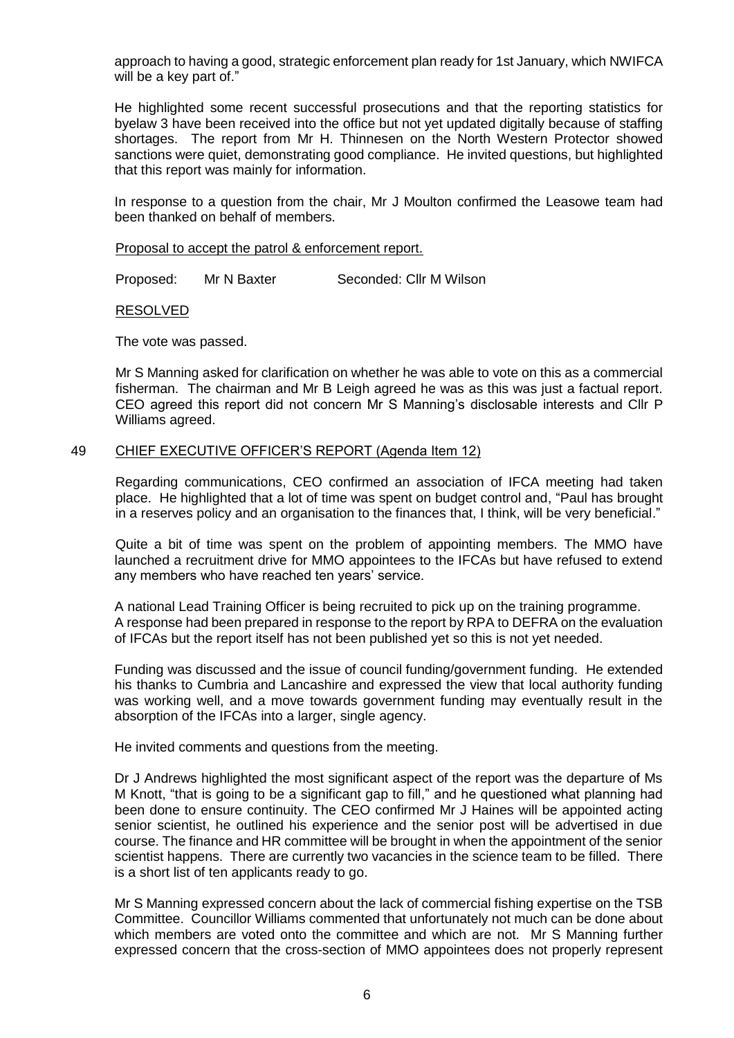approach to having a good, strategic enforcement plan ready for 1st January, which NWIFCA will be a key part of."

He highlighted some recent successful prosecutions and that the reporting statistics for byelaw 3 have been received into the office but not yet updated digitally because of staffing shortages. The report from Mr H. Thinnesen on the North Western Protector showed sanctions were quiet, demonstrating good compliance. He invited questions, but highlighted that this report was mainly for information.

In response to a question from the chair, Mr J Moulton confirmed the Leasowe team had been thanked on behalf of members.

Proposal to accept the patrol & enforcement report.

Proposed: Mr N Baxter Seconded: Cllr M Wilson

RESOLVED

The vote was passed.

Mr S Manning asked for clarification on whether he was able to vote on this as a commercial fisherman. The chairman and Mr B Leigh agreed he was as this was just a factual report. CEO agreed this report did not concern Mr S Manning's disclosable interests and Cllr P Williams agreed.

## 49 CHIEF EXECUTIVE OFFICER'S REPORT (Agenda Item 12)

Regarding communications, CEO confirmed an association of IFCA meeting had taken place. He highlighted that a lot of time was spent on budget control and, "Paul has brought in a reserves policy and an organisation to the finances that, I think, will be very beneficial."

Quite a bit of time was spent on the problem of appointing members. The MMO have launched a recruitment drive for MMO appointees to the IFCAs but have refused to extend any members who have reached ten years' service.

A national Lead Training Officer is being recruited to pick up on the training programme. A response had been prepared in response to the report by RPA to DEFRA on the evaluation of IFCAs but the report itself has not been published yet so this is not yet needed.

Funding was discussed and the issue of council funding/government funding. He extended his thanks to Cumbria and Lancashire and expressed the view that local authority funding was working well, and a move towards government funding may eventually result in the absorption of the IFCAs into a larger, single agency.

He invited comments and questions from the meeting.

Dr J Andrews highlighted the most significant aspect of the report was the departure of Ms M Knott, "that is going to be a significant gap to fill," and he questioned what planning had been done to ensure continuity. The CEO confirmed Mr J Haines will be appointed acting senior scientist, he outlined his experience and the senior post will be advertised in due course. The finance and HR committee will be brought in when the appointment of the senior scientist happens. There are currently two vacancies in the science team to be filled. There is a short list of ten applicants ready to go.

Mr S Manning expressed concern about the lack of commercial fishing expertise on the TSB Committee. Councillor Williams commented that unfortunately not much can be done about which members are voted onto the committee and which are not. Mr S Manning further expressed concern that the cross-section of MMO appointees does not properly represent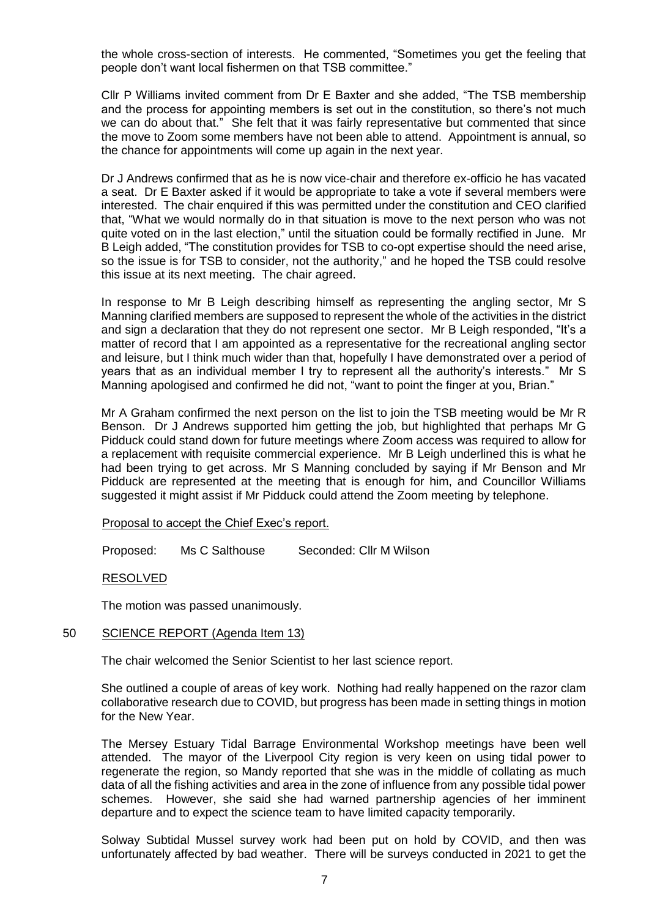the whole cross-section of interests. He commented, "Sometimes you get the feeling that people don't want local fishermen on that TSB committee."

Cllr P Williams invited comment from Dr E Baxter and she added, "The TSB membership and the process for appointing members is set out in the constitution, so there's not much we can do about that." She felt that it was fairly representative but commented that since the move to Zoom some members have not been able to attend. Appointment is annual, so the chance for appointments will come up again in the next year.

Dr J Andrews confirmed that as he is now vice-chair and therefore ex-officio he has vacated a seat. Dr E Baxter asked if it would be appropriate to take a vote if several members were interested. The chair enquired if this was permitted under the constitution and CEO clarified that, "What we would normally do in that situation is move to the next person who was not quite voted on in the last election," until the situation could be formally rectified in June. Mr B Leigh added, "The constitution provides for TSB to co-opt expertise should the need arise, so the issue is for TSB to consider, not the authority," and he hoped the TSB could resolve this issue at its next meeting. The chair agreed.

In response to Mr B Leigh describing himself as representing the angling sector, Mr S Manning clarified members are supposed to represent the whole of the activities in the district and sign a declaration that they do not represent one sector. Mr B Leigh responded, "It's a matter of record that I am appointed as a representative for the recreational angling sector and leisure, but I think much wider than that, hopefully I have demonstrated over a period of years that as an individual member I try to represent all the authority's interests." Mr S Manning apologised and confirmed he did not, "want to point the finger at you, Brian."

Mr A Graham confirmed the next person on the list to join the TSB meeting would be Mr R Benson. Dr J Andrews supported him getting the job, but highlighted that perhaps Mr G Pidduck could stand down for future meetings where Zoom access was required to allow for a replacement with requisite commercial experience. Mr B Leigh underlined this is what he had been trying to get across. Mr S Manning concluded by saying if Mr Benson and Mr Pidduck are represented at the meeting that is enough for him, and Councillor Williams suggested it might assist if Mr Pidduck could attend the Zoom meeting by telephone.

Proposal to accept the Chief Exec's report.

Proposed: Ms C Salthouse Seconded: Cllr M Wilson

RESOLVED

The motion was passed unanimously.

## 50 SCIENCE REPORT (Agenda Item 13)

The chair welcomed the Senior Scientist to her last science report.

She outlined a couple of areas of key work. Nothing had really happened on the razor clam collaborative research due to COVID, but progress has been made in setting things in motion for the New Year.

The Mersey Estuary Tidal Barrage Environmental Workshop meetings have been well attended. The mayor of the Liverpool City region is very keen on using tidal power to regenerate the region, so Mandy reported that she was in the middle of collating as much data of all the fishing activities and area in the zone of influence from any possible tidal power schemes. However, she said she had warned partnership agencies of her imminent departure and to expect the science team to have limited capacity temporarily.

Solway Subtidal Mussel survey work had been put on hold by COVID, and then was unfortunately affected by bad weather. There will be surveys conducted in 2021 to get the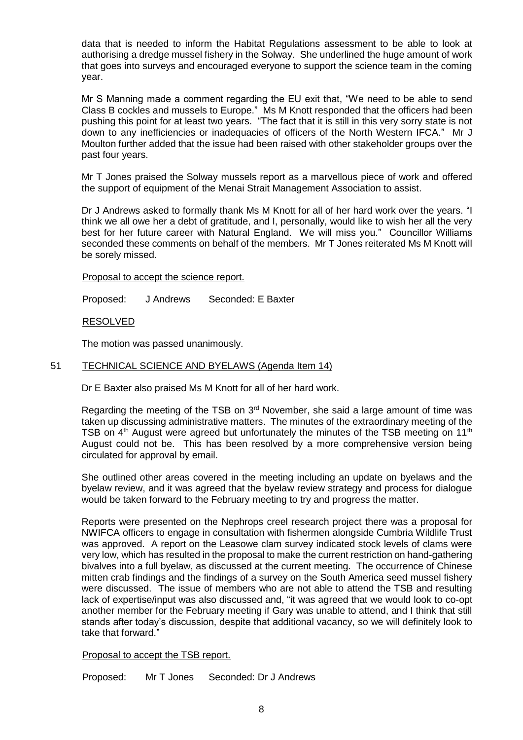data that is needed to inform the Habitat Regulations assessment to be able to look at authorising a dredge mussel fishery in the Solway. She underlined the huge amount of work that goes into surveys and encouraged everyone to support the science team in the coming year.

Mr S Manning made a comment regarding the EU exit that, "We need to be able to send Class B cockles and mussels to Europe." Ms M Knott responded that the officers had been pushing this point for at least two years. "The fact that it is still in this very sorry state is not down to any inefficiencies or inadequacies of officers of the North Western IFCA." Mr J Moulton further added that the issue had been raised with other stakeholder groups over the past four years.

Mr T Jones praised the Solway mussels report as a marvellous piece of work and offered the support of equipment of the Menai Strait Management Association to assist.

Dr J Andrews asked to formally thank Ms M Knott for all of her hard work over the years. "I think we all owe her a debt of gratitude, and I, personally, would like to wish her all the very best for her future career with Natural England. We will miss you." Councillor Williams seconded these comments on behalf of the members. Mr T Jones reiterated Ms M Knott will be sorely missed.

Proposal to accept the science report.

Proposed: J Andrews Seconded: E Baxter

RESOLVED

The motion was passed unanimously.

## 51 TECHNICAL SCIENCE AND BYELAWS (Agenda Item 14)

Dr E Baxter also praised Ms M Knott for all of her hard work.

Regarding the meeting of the TSB on 3rd November, she said a large amount of time was taken up discussing administrative matters. The minutes of the extraordinary meeting of the TSB on 4th August were agreed but unfortunately the minutes of the TSB meeting on 11th August could not be. This has been resolved by a more comprehensive version being circulated for approval by email.

She outlined other areas covered in the meeting including an update on byelaws and the byelaw review, and it was agreed that the byelaw review strategy and process for dialogue would be taken forward to the February meeting to try and progress the matter.

Reports were presented on the Nephrops creel research project there was a proposal for NWIFCA officers to engage in consultation with fishermen alongside Cumbria Wildlife Trust was approved. A report on the Leasowe clam survey indicated stock levels of clams were very low, which has resulted in the proposal to make the current restriction on hand-gathering bivalves into a full byelaw, as discussed at the current meeting. The occurrence of Chinese mitten crab findings and the findings of a survey on the South America seed mussel fishery were discussed. The issue of members who are not able to attend the TSB and resulting lack of expertise/input was also discussed and, "it was agreed that we would look to co-opt another member for the February meeting if Gary was unable to attend, and I think that still stands after today's discussion, despite that additional vacancy, so we will definitely look to take that forward."

Proposal to accept the TSB report.

Proposed: Mr T Jones Seconded: Dr J Andrews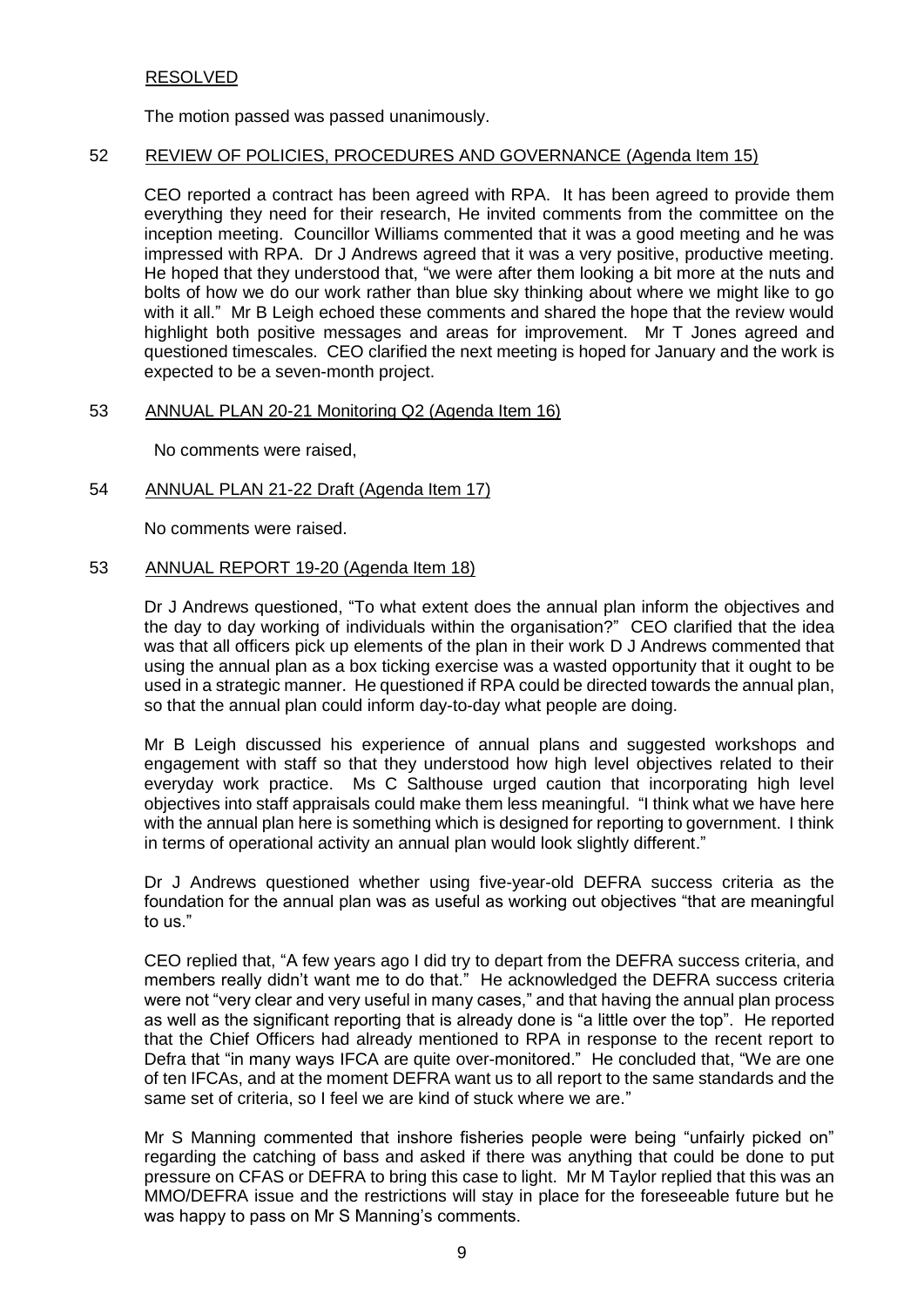RESOLVED

The motion passed was passed unanimously.

## 52 REVIEW OF POLICIES, PROCEDURES AND GOVERNANCE (Agenda Item 15)

CEO reported a contract has been agreed with RPA. It has been agreed to provide them everything they need for their research, He invited comments from the committee on the inception meeting. Councillor Williams commented that it was a good meeting and he was impressed with RPA. Dr J Andrews agreed that it was a very positive, productive meeting. He hoped that they understood that, "we were after them looking a bit more at the nuts and bolts of how we do our work rather than blue sky thinking about where we might like to go with it all." Mr B Leigh echoed these comments and shared the hope that the review would highlight both positive messages and areas for improvement. Mr T Jones agreed and questioned timescales. CEO clarified the next meeting is hoped for January and the work is expected to be a seven-month project.

## 53 ANNUAL PLAN 20-21 Monitoring Q2 (Agenda Item 16)

No comments were raised,

## 54 ANNUAL PLAN 21-22 Draft (Agenda Item 17)

No comments were raised.

## 53 ANNUAL REPORT 19-20 (Agenda Item 18)

Dr J Andrews questioned, "To what extent does the annual plan inform the objectives and the day to day working of individuals within the organisation?" CEO clarified that the idea was that all officers pick up elements of the plan in their work D J Andrews commented that using the annual plan as a box ticking exercise was a wasted opportunity that it ought to be used in a strategic manner. He questioned if RPA could be directed towards the annual plan, so that the annual plan could inform day-to-day what people are doing.

Mr B Leigh discussed his experience of annual plans and suggested workshops and engagement with staff so that they understood how high level objectives related to their everyday work practice. Ms C Salthouse urged caution that incorporating high level objectives into staff appraisals could make them less meaningful. "I think what we have here with the annual plan here is something which is designed for reporting to government. I think in terms of operational activity an annual plan would look slightly different."

Dr J Andrews questioned whether using five-year-old DEFRA success criteria as the foundation for the annual plan was as useful as working out objectives "that are meaningful to us."

CEO replied that, "A few years ago I did try to depart from the DEFRA success criteria, and members really didn't want me to do that." He acknowledged the DEFRA success criteria were not "very clear and very useful in many cases," and that having the annual plan process as well as the significant reporting that is already done is "a little over the top". He reported that the Chief Officers had already mentioned to RPA in response to the recent report to Defra that "in many ways IFCA are quite over-monitored." He concluded that, "We are one of ten IFCAs, and at the moment DEFRA want us to all report to the same standards and the same set of criteria, so I feel we are kind of stuck where we are."

Mr S Manning commented that inshore fisheries people were being "unfairly picked on" regarding the catching of bass and asked if there was anything that could be done to put pressure on CFAS or DEFRA to bring this case to light. Mr M Taylor replied that this was an MMO/DEFRA issue and the restrictions will stay in place for the foreseeable future but he was happy to pass on Mr S Manning's comments.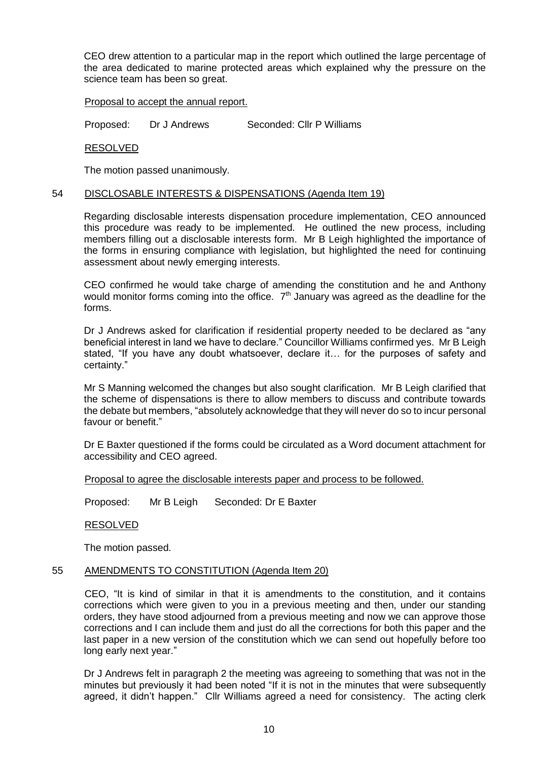CEO drew attention to a particular map in the report which outlined the large percentage of the area dedicated to marine protected areas which explained why the pressure on the science team has been so great.

Proposal to accept the annual report.

Proposed: Dr J Andrews Seconded: Cllr P Williams

RESOLVED

The motion passed unanimously.

## 54 DISCLOSABLE INTERESTS & DISPENSATIONS (Agenda Item 19)

Regarding disclosable interests dispensation procedure implementation, CEO announced this procedure was ready to be implemented. He outlined the new process, including members filling out a disclosable interests form. Mr B Leigh highlighted the importance of the forms in ensuring compliance with legislation, but highlighted the need for continuing assessment about newly emerging interests.

CEO confirmed he would take charge of amending the constitution and he and Anthony would monitor forms coming into the office. 7th January was agreed as the deadline for the forms.

Dr J Andrews asked for clarification if residential property needed to be declared as "any beneficial interest in land we have to declare." Councillor Williams confirmed yes. Mr B Leigh stated, "If you have any doubt whatsoever, declare it… for the purposes of safety and certainty."

Mr S Manning welcomed the changes but also sought clarification. Mr B Leigh clarified that the scheme of dispensations is there to allow members to discuss and contribute towards the debate but members, "absolutely acknowledge that they will never do so to incur personal favour or benefit."

Dr E Baxter questioned if the forms could be circulated as a Word document attachment for accessibility and CEO agreed.

Proposal to agree the disclosable interests paper and process to be followed.

Proposed: Mr B Leigh Seconded: Dr E Baxter

RESOLVED

The motion passed.

## 55 AMENDMENTS TO CONSTITUTION (Agenda Item 20)

CEO, "It is kind of similar in that it is amendments to the constitution, and it contains corrections which were given to you in a previous meeting and then, under our standing orders, they have stood adjourned from a previous meeting and now we can approve those corrections and I can include them and just do all the corrections for both this paper and the last paper in a new version of the constitution which we can send out hopefully before too long early next year."

Dr J Andrews felt in paragraph 2 the meeting was agreeing to something that was not in the minutes but previously it had been noted "If it is not in the minutes that were subsequently agreed, it didn't happen." Cllr Williams agreed a need for consistency. The acting clerk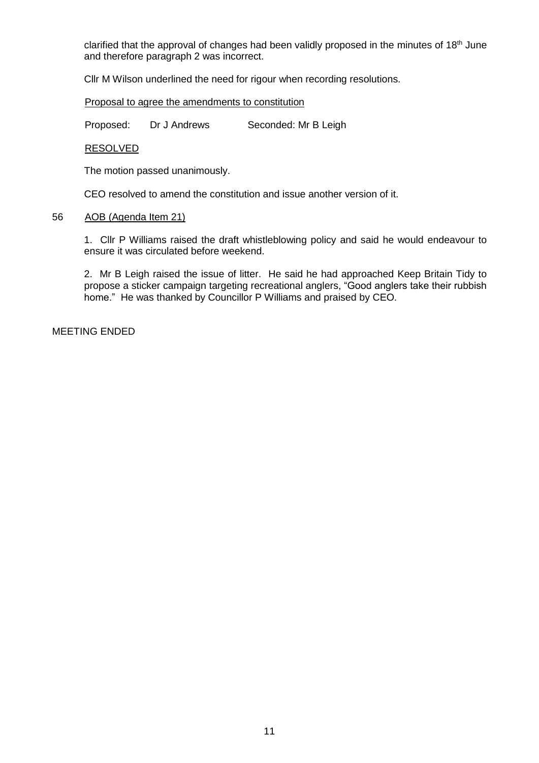clarified that the approval of changes had been validly proposed in the minutes of 18th June and therefore paragraph 2 was incorrect.

Cllr M Wilson underlined the need for rigour when recording resolutions.

Proposal to agree the amendments to constitution

Proposed: Dr J Andrews     Seconded: Mr B Leigh

RESOLVED

The motion passed unanimously.

CEO resolved to amend the constitution and issue another version of it.

56 AOB (Agenda Item 21)

1. Cllr P Williams raised the draft whistleblowing policy and said he would endeavour to ensure it was circulated before weekend.

2. Mr B Leigh raised the issue of litter. He said he had approached Keep Britain Tidy to propose a sticker campaign targeting recreational anglers, "Good anglers take their rubbish home." He was thanked by Councillor P Williams and praised by CEO.

MEETING ENDED